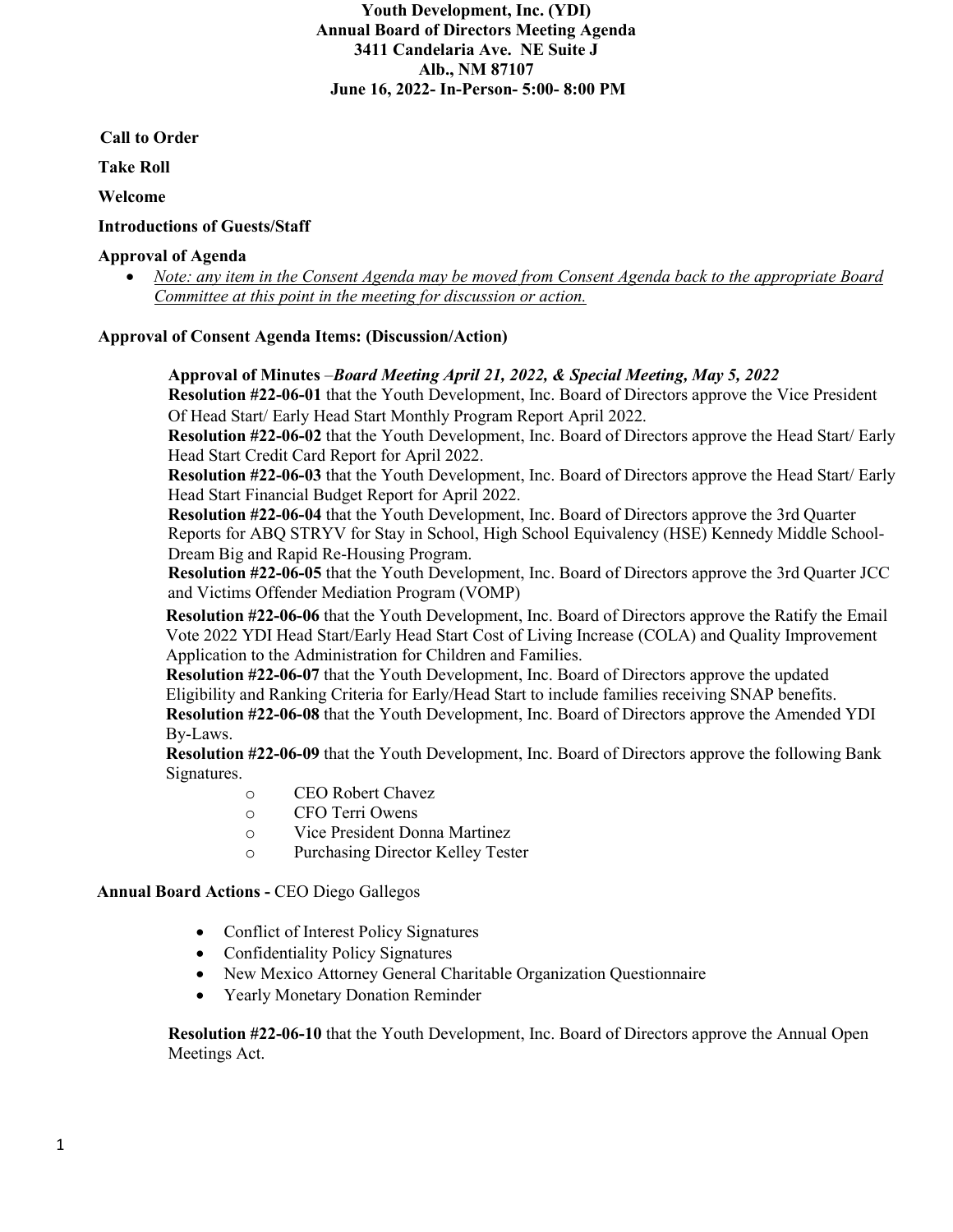# Youth Development, Inc. (YDI)
## Annual Board of Directors Meeting Agenda
### 3411 Candelaria Ave. NE Suite J
### Alb., NM 87107
### June 16, 2022- In-Person- 5:00- 8:00 PM

**Call to Order**

**Take Roll**

**Welcome**

**Introductions of Guests/Staff**

**Approval of Agenda**

- *Note: any item in the Consent Agenda may be moved from Consent Agenda back to the appropriate Board Committee at this point in the meeting for discussion or action.*

**Approval of Consent Agenda Items: (Discussion/Action)**

**Approval of Minutes** –***Board Meeting April 21, 2022, & Special Meeting, May 5, 2022***

**Resolution #22-06-01** that the Youth Development, Inc. Board of Directors approve the Vice President Of Head Start/ Early Head Start Monthly Program Report April 2022.

**Resolution #22-06-02** that the Youth Development, Inc. Board of Directors approve the Head Start/ Early Head Start Credit Card Report for April 2022.

**Resolution #22-06-03** that the Youth Development, Inc. Board of Directors approve the Head Start/ Early Head Start Financial Budget Report for April 2022.

**Resolution #22-06-04** that the Youth Development, Inc. Board of Directors approve the 3rd Quarter Reports for ABQ STRYV for Stay in School, High School Equivalency (HSE) Kennedy Middle School-Dream Big and Rapid Re-Housing Program.

**Resolution #22-06-05** that the Youth Development, Inc. Board of Directors approve the 3rd Quarter JCC and Victims Offender Mediation Program (VOMP)

**Resolution #22-06-06** that the Youth Development, Inc. Board of Directors approve the Ratify the Email Vote 2022 YDI Head Start/Early Head Start Cost of Living Increase (COLA) and Quality Improvement Application to the Administration for Children and Families.

**Resolution #22-06-07** that the Youth Development, Inc. Board of Directors approve the updated Eligibility and Ranking Criteria for Early/Head Start to include families receiving SNAP benefits.

**Resolution #22-06-08** that the Youth Development, Inc. Board of Directors approve the Amended YDI By-Laws.

**Resolution #22-06-09** that the Youth Development, Inc. Board of Directors approve the following Bank Signatures.

- CEO Robert Chavez
- CFO Terri Owens
- Vice President Donna Martinez
- Purchasing Director Kelley Tester

**Annual Board Actions -** CEO Diego Gallegos

- Conflict of Interest Policy Signatures
- Confidentiality Policy Signatures
- New Mexico Attorney General Charitable Organization Questionnaire
- Yearly Monetary Donation Reminder

**Resolution #22-06-10** that the Youth Development, Inc. Board of Directors approve the Annual Open Meetings Act.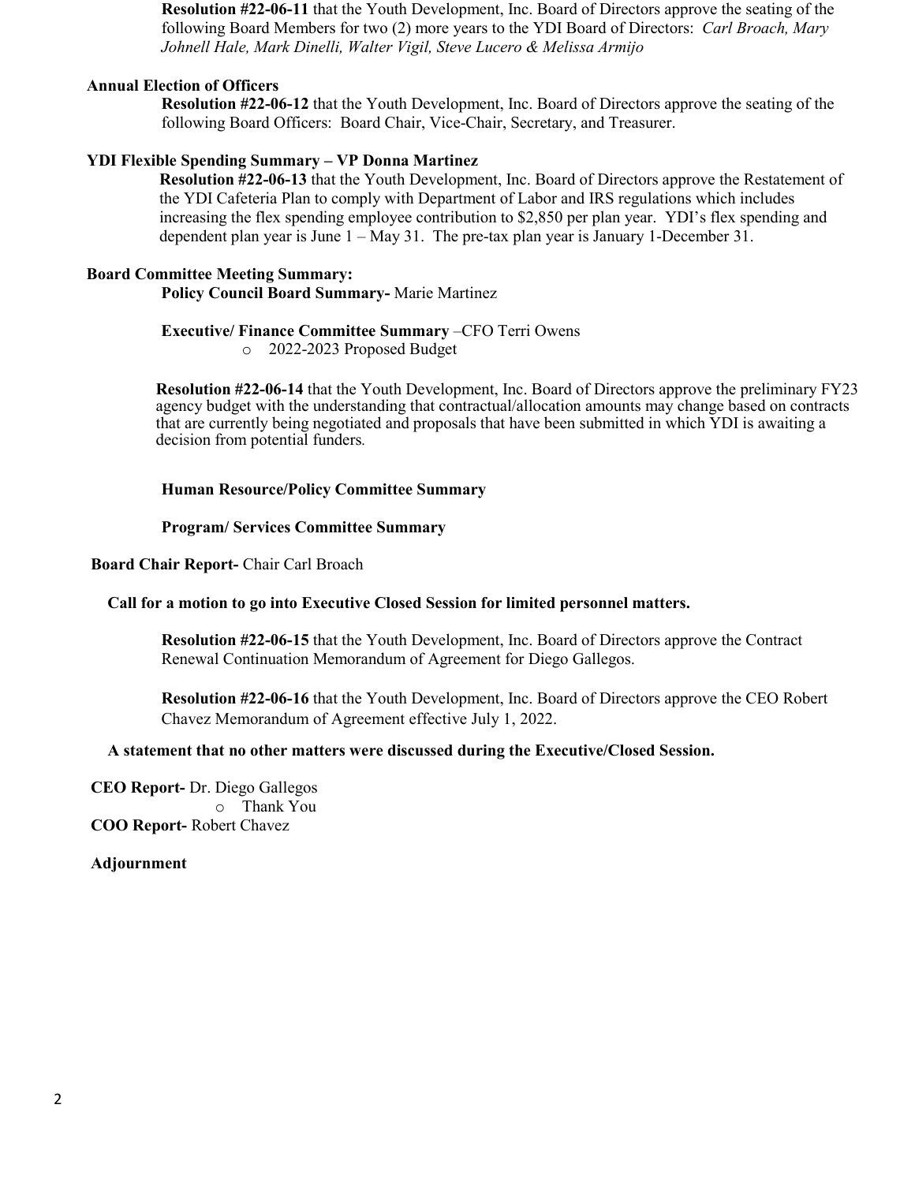**Resolution #22-06-11** that the Youth Development, Inc. Board of Directors approve the seating of the following Board Members for two (2) more years to the YDI Board of Directors: *Carl Broach, Mary Johnell Hale, Mark Dinelli, Walter Vigil, Steve Lucero & Melissa Armijo*

**Annual Election of Officers**

**Resolution #22-06-12** that the Youth Development, Inc. Board of Directors approve the seating of the following Board Officers: Board Chair, Vice-Chair, Secretary, and Treasurer.

**YDI Flexible Spending Summary – VP Donna Martinez**

**Resolution #22-06-13** that the Youth Development, Inc. Board of Directors approve the Restatement of the YDI Cafeteria Plan to comply with Department of Labor and IRS regulations which includes increasing the flex spending employee contribution to $2,850 per plan year. YDI's flex spending and dependent plan year is June 1 – May 31. The pre-tax plan year is January 1-December 31.

**Board Committee Meeting Summary:**

**Policy Council Board Summary-** Marie Martinez

**Executive/ Finance Committee Summary** –CFO Terri Owens

- 2022-2023 Proposed Budget

**Resolution #22-06-14** that the Youth Development, Inc. Board of Directors approve the preliminary FY23 agency budget with the understanding that contractual/allocation amounts may change based on contracts that are currently being negotiated and proposals that have been submitted in which YDI is awaiting a decision from potential funders.

**Human Resource/Policy Committee Summary**

**Program/ Services Committee Summary**

**Board Chair Report-** Chair Carl Broach

**Call for a motion to go into Executive Closed Session for limited personnel matters.**

**Resolution #22-06-15** that the Youth Development, Inc. Board of Directors approve the Contract Renewal Continuation Memorandum of Agreement for Diego Gallegos.

**Resolution #22-06-16** that the Youth Development, Inc. Board of Directors approve the CEO Robert Chavez Memorandum of Agreement effective July 1, 2022.

**A statement that no other matters were discussed during the Executive/Closed Session.**

**CEO Report-** Dr. Diego Gallegos

- Thank You

**COO Report-** Robert Chavez

**Adjournment**